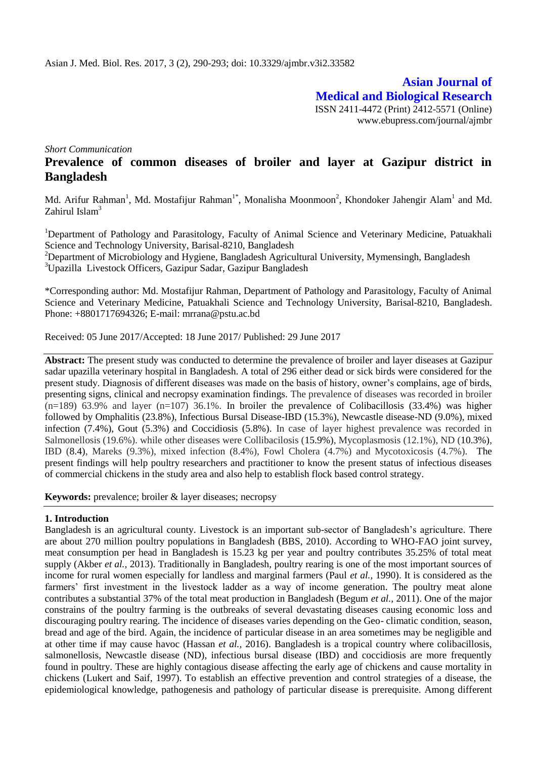Asian J. Med. Biol. Res. 2017, 3 (2), 290-293; doi: 10.3329/ajmbr.v3i2.33582

**Asian Journal of Medical and Biological Research**

ISSN 2411-4472 (Print) 2412-5571 (Online)
www.ebupress.com/journal/ajmbr

*Short Communication*

# Prevalence of common diseases of broiler and layer at Gazipur district in Bangladesh

Md. Arifur Rahman[1], Md. Mostafijur Rahman[1*], Monalisha Moonmoon[2], Khondoker Jahengir Alam[1] and Md. Zahirul Islam[3]

[1]Department of Pathology and Parasitology, Faculty of Animal Science and Veterinary Medicine, Patuakhali Science and Technology University, Barisal-8210, Bangladesh
[2]Department of Microbiology and Hygiene, Bangladesh Agricultural University, Mymensingh, Bangladesh
[3]Upazilla Livestock Officers, Gazipur Sadar, Gazipur Bangladesh

*Corresponding author: Md. Mostafijur Rahman, Department of Pathology and Parasitology, Faculty of Animal Science and Veterinary Medicine, Patuakhali Science and Technology University, Barisal-8210, Bangladesh. Phone: +8801717694326; E-mail: mrrana@pstu.ac.bd

Received: 05 June 2017/Accepted: 18 June 2017/ Published: 29 June 2017

**Abstract:** The present study was conducted to determine the prevalence of broiler and layer diseases at Gazipur sadar upazilla veterinary hospital in Bangladesh. A total of 296 either dead or sick birds were considered for the present study. Diagnosis of different diseases was made on the basis of history, owner's complains, age of birds, presenting signs, clinical and necropsy examination findings. The prevalence of diseases was recorded in broiler (n=189) 63.9% and layer (n=107) 36.1%. In broiler the prevalence of Colibacillosis (33.4%) was higher followed by Omphalitis (23.8%), Infectious Bursal Disease-IBD (15.3%), Newcastle disease-ND (9.0%), mixed infection (7.4%), Gout (5.3%) and Coccidiosis (5.8%). In case of layer highest prevalence was recorded in Salmonellosis (19.6%). while other diseases were Collibacilosis (15.9%), Mycoplasmosis (12.1%), ND (10.3%), IBD (8.4), Mareks (9.3%), mixed infection (8.4%), Fowl Cholera (4.7%) and Mycotoxicosis (4.7%). The present findings will help poultry researchers and practitioner to know the present status of infectious diseases of commercial chickens in the study area and also help to establish flock based control strategy.

**Keywords:** prevalence; broiler & layer diseases; necropsy

## 1. Introduction

Bangladesh is an agricultural county. Livestock is an important sub-sector of Bangladesh's agriculture. There are about 270 million poultry populations in Bangladesh (BBS, 2010). According to WHO-FAO joint survey, meat consumption per head in Bangladesh is 15.23 kg per year and poultry contributes 35.25% of total meat supply (Akber *et al.,* 2013). Traditionally in Bangladesh, poultry rearing is one of the most important sources of income for rural women especially for landless and marginal farmers (Paul *et al.,* 1990). It is considered as the farmers' first investment in the livestock ladder as a way of income generation. The poultry meat alone contributes a substantial 37% of the total meat production in Bangladesh (Begum *et al.,* 2011). One of the major constrains of the poultry farming is the outbreaks of several devastating diseases causing economic loss and discouraging poultry rearing. The incidence of diseases varies depending on the Geo- climatic condition, season, bread and age of the bird. Again, the incidence of particular disease in an area sometimes may be negligible and at other time if may cause havoc (Hassan *et al.,* 2016). Bangladesh is a tropical country where colibacillosis, salmonellosis, Newcastle disease (ND), infectious bursal disease (IBD) and coccidiosis are more frequently found in poultry. These are highly contagious disease affecting the early age of chickens and cause mortality in chickens (Lukert and Saif, 1997). To establish an effective prevention and control strategies of a disease, the epidemiological knowledge, pathogenesis and pathology of particular disease is prerequisite. Among different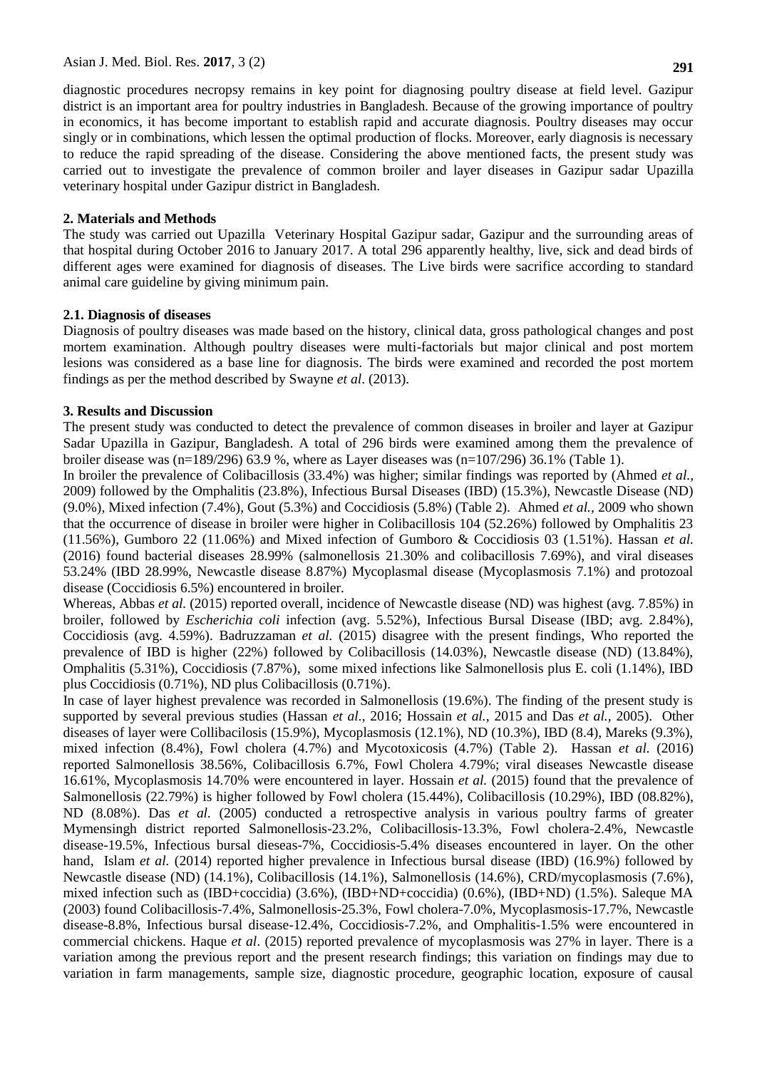diagnostic procedures necropsy remains in key point for diagnosing poultry disease at field level. Gazipur district is an important area for poultry industries in Bangladesh. Because of the growing importance of poultry in economics, it has become important to establish rapid and accurate diagnosis. Poultry diseases may occur singly or in combinations, which lessen the optimal production of flocks. Moreover, early diagnosis is necessary to reduce the rapid spreading of the disease. Considering the above mentioned facts, the present study was carried out to investigate the prevalence of common broiler and layer diseases in Gazipur sadar Upazilla veterinary hospital under Gazipur district in Bangladesh.

## 2. Materials and Methods

The study was carried out Upazilla Veterinary Hospital Gazipur sadar, Gazipur and the surrounding areas of that hospital during October 2016 to January 2017. A total 296 apparently healthy, live, sick and dead birds of different ages were examined for diagnosis of diseases. The Live birds were sacrifice according to standard animal care guideline by giving minimum pain.

### 2.1. Diagnosis of diseases

Diagnosis of poultry diseases was made based on the history, clinical data, gross pathological changes and post mortem examination. Although poultry diseases were multi-factorials but major clinical and post mortem lesions was considered as a base line for diagnosis. The birds were examined and recorded the post mortem findings as per the method described by Swayne *et al*. (2013).

## 3. Results and Discussion

The present study was conducted to detect the prevalence of common diseases in broiler and layer at Gazipur Sadar Upazilla in Gazipur, Bangladesh. A total of 296 birds were examined among them the prevalence of broiler disease was (n=189/296) 63.9 %, where as Layer diseases was (n=107/296) 36.1% (Table 1).

In broiler the prevalence of Colibacillosis (33.4%) was higher; similar findings was reported by (Ahmed *et al.,* 2009) followed by the Omphalitis (23.8%), Infectious Bursal Diseases (IBD) (15.3%), Newcastle Disease (ND) (9.0%), Mixed infection (7.4%), Gout (5.3%) and Coccidiosis (5.8%) (Table 2). Ahmed *et al.,* 2009 who shown that the occurrence of disease in broiler were higher in Colibacillosis 104 (52.26%) followed by Omphalitis 23 (11.56%), Gumboro 22 (11.06%) and Mixed infection of Gumboro & Coccidiosis 03 (1.51%). Hassan *et al.* (2016) found bacterial diseases 28.99% (salmonellosis 21.30% and colibacillosis 7.69%), and viral diseases 53.24% (IBD 28.99%, Newcastle disease 8.87%) Mycoplasmal disease (Mycoplasmosis 7.1%) and protozoal disease (Coccidiosis 6.5%) encountered in broiler.

Whereas, Abbas *et al.* (2015) reported overall, incidence of Newcastle disease (ND) was highest (avg. 7.85%) in broiler, followed by *Escherichia coli* infection (avg. 5.52%), Infectious Bursal Disease (IBD; avg. 2.84%), Coccidiosis (avg. 4.59%). Badruzzaman *et al.* (2015) disagree with the present findings, Who reported the prevalence of IBD is higher (22%) followed by Colibacillosis (14.03%), Newcastle disease (ND) (13.84%), Omphalitis (5.31%), Coccidiosis (7.87%), some mixed infections like Salmonellosis plus E. coli (1.14%), IBD plus Coccidiosis (0.71%), ND plus Colibacillosis (0.71%).

In case of layer highest prevalence was recorded in Salmonellosis (19.6%). The finding of the present study is supported by several previous studies (Hassan *et al.,* 2016; Hossain *et al.,* 2015 and Das *et al.,* 2005). Other diseases of layer were Collibacilosis (15.9%), Mycoplasmosis (12.1%), ND (10.3%), IBD (8.4), Mareks (9.3%), mixed infection (8.4%), Fowl cholera (4.7%) and Mycotoxicosis (4.7%) (Table 2). Hassan *et al.* (2016) reported Salmonellosis 38.56%, Colibacillosis 6.7%, Fowl Cholera 4.79%; viral diseases Newcastle disease 16.61%, Mycoplasmosis 14.70% were encountered in layer. Hossain *et al.* (2015) found that the prevalence of Salmonellosis (22.79%) is higher followed by Fowl cholera (15.44%), Colibacillosis (10.29%), IBD (08.82%), ND (8.08%). Das *et al.* (2005) conducted a retrospective analysis in various poultry farms of greater Mymensingh district reported Salmonellosis-23.2%, Colibacillosis-13.3%, Fowl cholera-2.4%, Newcastle disease-19.5%, Infectious bursal dieseas-7%, Coccidiosis-5.4% diseases encountered in layer. On the other hand, Islam *et al.* (2014) reported higher prevalence in Infectious bursal disease (IBD) (16.9%) followed by Newcastle disease (ND) (14.1%), Colibacillosis (14.1%), Salmonellosis (14.6%), CRD/mycoplasmosis (7.6%), mixed infection such as (IBD+coccidia) (3.6%), (IBD+ND+coccidia) (0.6%), (IBD+ND) (1.5%). Saleque MA (2003) found Colibacillosis-7.4%, Salmonellosis-25.3%, Fowl cholera-7.0%, Mycoplasmosis-17.7%, Newcastle disease-8.8%, Infectious bursal disease-12.4%, Coccidiosis-7.2%, and Omphalitis-1.5% were encountered in commercial chickens. Haque *et al*. (2015) reported prevalence of mycoplasmosis was 27% in layer. There is a variation among the previous report and the present research findings; this variation on findings may due to variation in farm managements, sample size, diagnostic procedure, geographic location, exposure of causal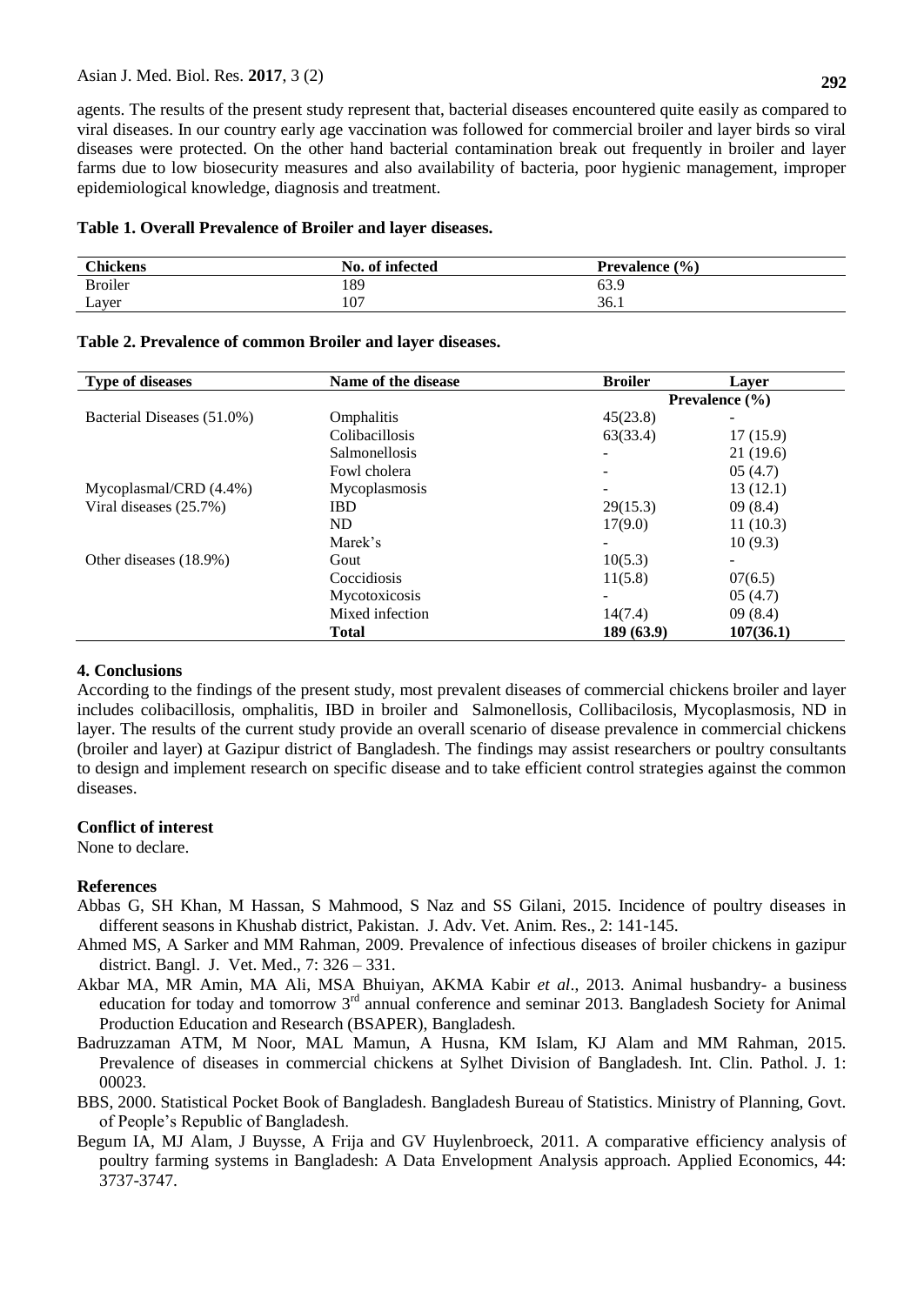agents. The results of the present study represent that, bacterial diseases encountered quite easily as compared to viral diseases. In our country early age vaccination was followed for commercial broiler and layer birds so viral diseases were protected. On the other hand bacterial contamination break out frequently in broiler and layer farms due to low biosecurity measures and also availability of bacteria, poor hygienic management, improper epidemiological knowledge, diagnosis and treatment.

**Table 1. Overall Prevalence of Broiler and layer diseases.**

| Chickens | No. of infected | Prevalence (%) |
|---|---|---|
| Broiler | 189 | 63.9 |
| Layer | 107 | 36.1 |

**Table 2. Prevalence of common Broiler and layer diseases.**

| Type of diseases | Name of the disease | Broiler | Layer |
|---|---|---|---|
| | | Prevalence (%) | |
| Bacterial Diseases (51.0%) | Omphalitis | 45(23.8) | - |
| | Colibacillosis | 63(33.4) | 17 (15.9) |
| | Salmonellosis | - | 21 (19.6) |
| | Fowl cholera | - | 05 (4.7) |
| Mycoplasmal/CRD (4.4%) | Mycoplasmosis | - | 13 (12.1) |
| Viral diseases (25.7%) | IBD | 29(15.3) | 09 (8.4) |
| | ND | 17(9.0) | 11 (10.3) |
| | Marek's | - | 10 (9.3) |
| Other diseases (18.9%) | Gout | 10(5.3) | - |
| | Coccidiosis | 11(5.8) | 07(6.5) |
| | Mycotoxicosis | - | 05 (4.7) |
| | Mixed infection | 14(7.4) | 09 (8.4) |
| | **Total** | **189 (63.9)** | **107(36.1)** |

## 4. Conclusions

According to the findings of the present study, most prevalent diseases of commercial chickens broiler and layer includes colibacillosis, omphalitis, IBD in broiler and Salmonellosis, Collibacilosis, Mycoplasmosis, ND in layer. The results of the current study provide an overall scenario of disease prevalence in commercial chickens (broiler and layer) at Gazipur district of Bangladesh. The findings may assist researchers or poultry consultants to design and implement research on specific disease and to take efficient control strategies against the common diseases.

## Conflict of interest

None to declare.

## References

Abbas G, SH Khan, M Hassan, S Mahmood, S Naz and SS Gilani, 2015. Incidence of poultry diseases in different seasons in Khushab district, Pakistan. J. Adv. Vet. Anim. Res., 2: 141-145.

Ahmed MS, A Sarker and MM Rahman, 2009. Prevalence of infectious diseases of broiler chickens in gazipur district. Bangl. J. Vet. Med., 7: 326 – 331.

Akbar MA, MR Amin, MA Ali, MSA Bhuiyan, AKMA Kabir *et al*., 2013. Animal husbandry- a business education for today and tomorrow 3rd annual conference and seminar 2013. Bangladesh Society for Animal Production Education and Research (BSAPER), Bangladesh.

Badruzzaman ATM, M Noor, MAL Mamun, A Husna, KM Islam, KJ Alam and MM Rahman, 2015. Prevalence of diseases in commercial chickens at Sylhet Division of Bangladesh. Int. Clin. Pathol. J. 1: 00023.

BBS, 2000. Statistical Pocket Book of Bangladesh. Bangladesh Bureau of Statistics. Ministry of Planning, Govt. of People's Republic of Bangladesh.

Begum IA, MJ Alam, J Buysse, A Frija and GV Huylenbroeck, 2011. A comparative efficiency analysis of poultry farming systems in Bangladesh: A Data Envelopment Analysis approach. Applied Economics, 44: 3737-3747.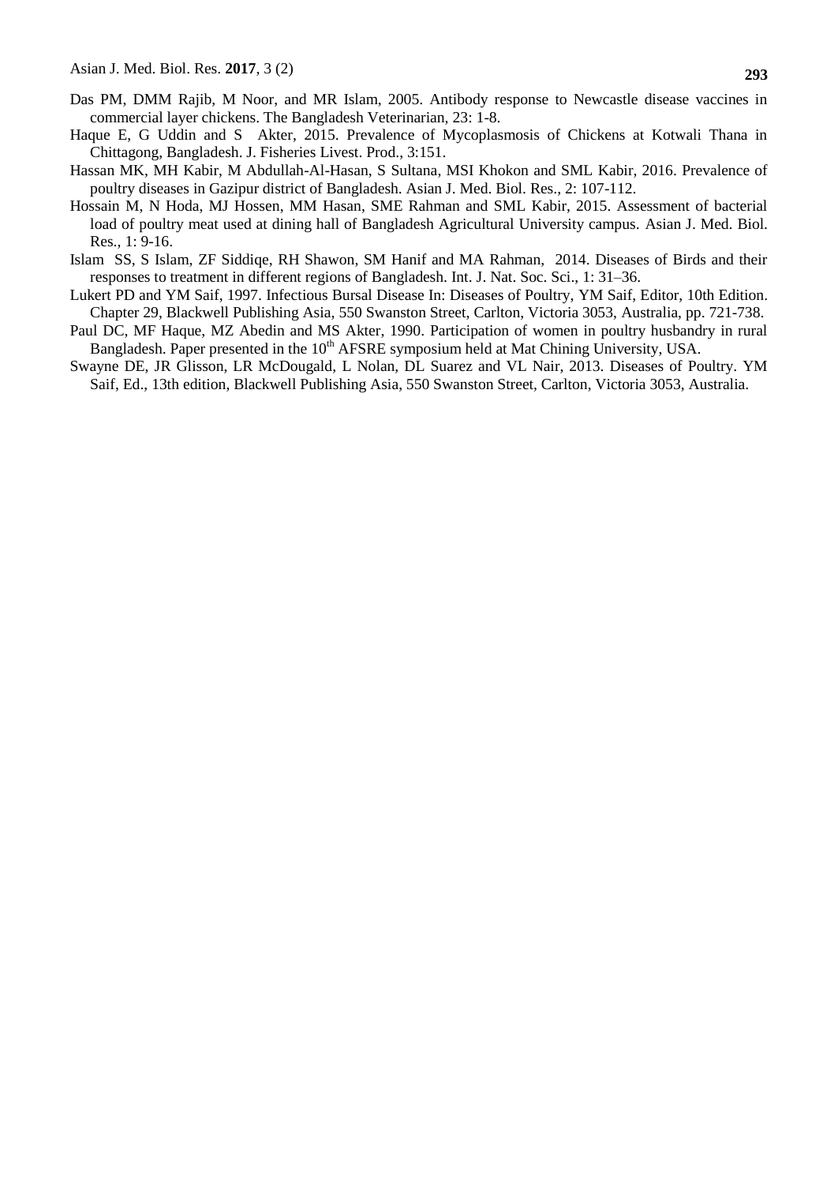Das PM, DMM Rajib, M Noor, and MR Islam, 2005. Antibody response to Newcastle disease vaccines in commercial layer chickens. The Bangladesh Veterinarian, 23: 1-8.

Haque E, G Uddin and S Akter, 2015. Prevalence of Mycoplasmosis of Chickens at Kotwali Thana in Chittagong, Bangladesh. J. Fisheries Livest. Prod., 3:151.

Hassan MK, MH Kabir, M Abdullah-Al-Hasan, S Sultana, MSI Khokon and SML Kabir, 2016. Prevalence of poultry diseases in Gazipur district of Bangladesh. Asian J. Med. Biol. Res., 2: 107-112.

Hossain M, N Hoda, MJ Hossen, MM Hasan, SME Rahman and SML Kabir, 2015. Assessment of bacterial load of poultry meat used at dining hall of Bangladesh Agricultural University campus. Asian J. Med. Biol. Res., 1: 9-16.

Islam SS, S Islam, ZF Siddiqe, RH Shawon, SM Hanif and MA Rahman, 2014. Diseases of Birds and their responses to treatment in different regions of Bangladesh. Int. J. Nat. Soc. Sci., 1: 31–36.

Lukert PD and YM Saif, 1997. Infectious Bursal Disease In: Diseases of Poultry, YM Saif, Editor, 10th Edition. Chapter 29, Blackwell Publishing Asia, 550 Swanston Street, Carlton, Victoria 3053, Australia, pp. 721-738.

Paul DC, MF Haque, MZ Abedin and MS Akter, 1990. Participation of women in poultry husbandry in rural Bangladesh. Paper presented in the 10th AFSRE symposium held at Mat Chining University, USA.

Swayne DE, JR Glisson, LR McDougald, L Nolan, DL Suarez and VL Nair, 2013. Diseases of Poultry. YM Saif, Ed., 13th edition, Blackwell Publishing Asia, 550 Swanston Street, Carlton, Victoria 3053, Australia.